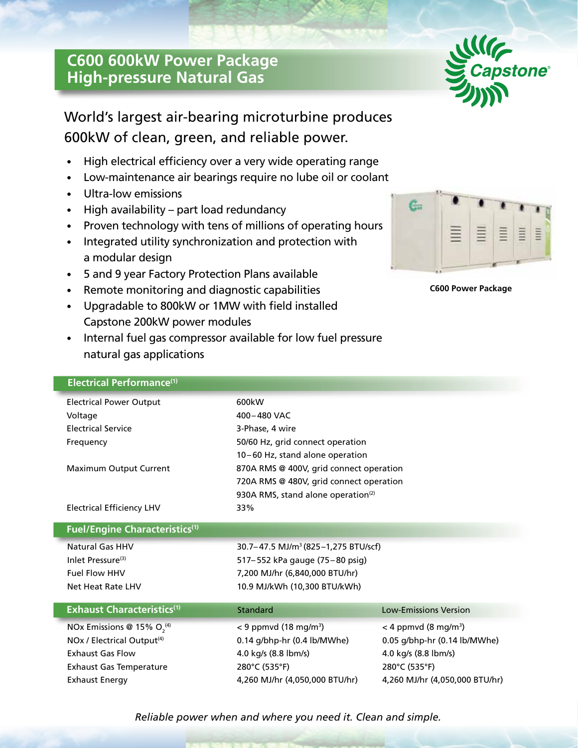# C600 600kW Power Package
# High-pressure Natural Gas

Capstone®

World's largest air-bearing microturbine produces 600kW of clean, green, and reliable power.

- High electrical efficiency over a very wide operating range
- Low-maintenance air bearings require no lube oil or coolant
- Ultra-low emissions
- High availability – part load redundancy
- Proven technology with tens of millions of operating hours
- Integrated utility synchronization and protection with a modular design
- 5 and 9 year Factory Protection Plans available
- Remote monitoring and diagnostic capabilities
- Upgradable to 800kW or 1MW with field installed Capstone 200kW power modules
- Internal fuel gas compressor available for low fuel pressure natural gas applications

**C600 Power Package**

## Electrical Performance[1]

| | |
|---|---|
| Electrical Power Output | 600kW |
| Voltage | 400–480 VAC |
| Electrical Service | 3-Phase, 4 wire |
| Frequency | 50/60 Hz, grid connect operation |
| | 10–60 Hz, stand alone operation |
| Maximum Output Current | 870A RMS @ 400V, grid connect operation |
| | 720A RMS @ 480V, grid connect operation |
| | 930A RMS, stand alone operation[2] |
| Electrical Efficiency LHV | 33% |

## Fuel/Engine Characteristics[1]

| | |
|---|---|
| Natural Gas HHV | 30.7–47.5 MJ/m$^3$ (825–1,275 BTU/scf) |
| Inlet Pressure[3] | 517–552 kPa gauge (75–80 psig) |
| Fuel Flow HHV | 7,200 MJ/hr (6,840,000 BTU/hr) |
| Net Heat Rate LHV | 10.9 MJ/kWh (10,300 BTU/kWh) |

## Exhaust Characteristics[1]

| Exhaust Characteristics[1] | Standard | Low-Emissions Version |
|---|---|---|
| NOx Emissions @ 15% $O_2$[4] | < 9 ppmvd (18 mg/m$^3$) | < 4 ppmvd (8 mg/m$^3$) |
| NOx / Electrical Output[4] | 0.14 g/bhp-hr (0.4 lb/MWhe) | 0.05 g/bhp-hr (0.14 lb/MWhe) |
| Exhaust Gas Flow | 4.0 kg/s (8.8 lbm/s) | 4.0 kg/s (8.8 lbm/s) |
| Exhaust Gas Temperature | 280°C (535°F) | 280°C (535°F) |
| Exhaust Energy | 4,260 MJ/hr (4,050,000 BTU/hr) | 4,260 MJ/hr (4,050,000 BTU/hr) |

*Reliable power when and where you need it. Clean and simple.*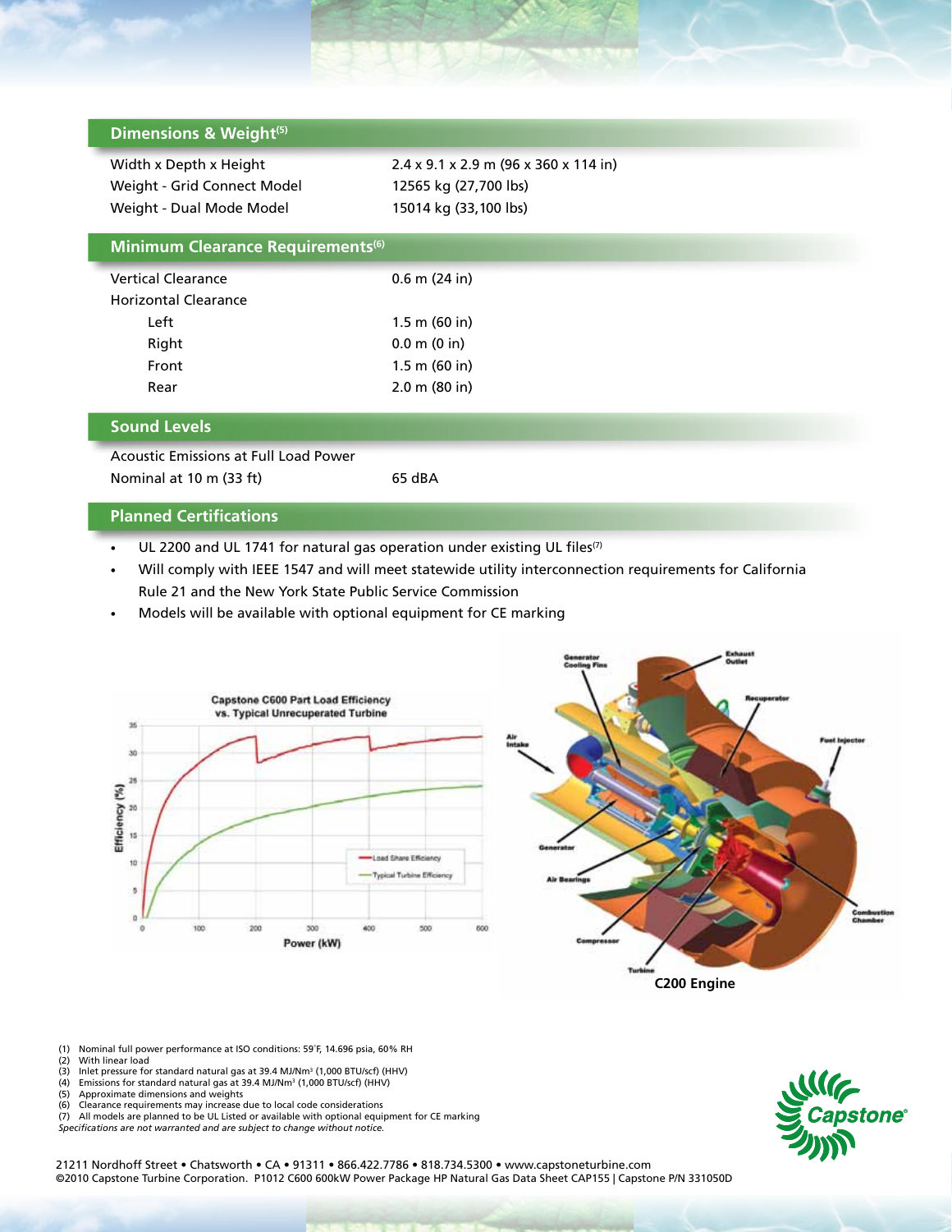## Dimensions & Weight[5]

| | |
|---|---|
| Width x Depth x Height | 2.4 x 9.1 x 2.9 m (96 x 360 x 114 in) |
| Weight - Grid Connect Model | 12565 kg (27,700 lbs) |
| Weight - Dual Mode Model | 15014 kg (33,100 lbs) |

## Minimum Clearance Requirements[6]

| | |
|---|---|
| Vertical Clearance | 0.6 m (24 in) |
| Horizontal Clearance | |
| Left | 1.5 m (60 in) |
| Right | 0.0 m (0 in) |
| Front | 1.5 m (60 in) |
| Rear | 2.0 m (80 in) |

## Sound Levels

| | |
|---|---|
| Acoustic Emissions at Full Load Power | |
| Nominal at 10 m (33 ft) | 65 dBA |

## Planned Certifications

- UL 2200 and UL 1741 for natural gas operation under existing UL files[7]
- Will comply with IEEE 1547 and will meet statewide utility interconnection requirements for California Rule 21 and the New York State Public Service Commission
- Models will be available with optional equipment for CE marking

Capstone C600 Part Load Efficiency vs. Typical Unrecuperated Turbine

Efficiency (%)

0
5
10
15
20
25
30
35

Power (kW)

0
100
200
300
400
500
600

Load Share Efficiency

Typical Turbine Efficiency

Generator Cooling Fins

Exhaust Outlet

Recuperator

Air Intake

Fuel Injector

Generator

Air Bearings

Combustion Chamber

Compressor

Turbine

**C200 Engine**

(1) Nominal full power performance at ISO conditions: 59°F, 14.696 psia, 60% RH
(2) With linear load
(3) Inlet pressure for standard natural gas at 39.4 MJ/Nm³ (1,000 BTU/scf) (HHV)
(4) Emissions for standard natural gas at 39.4 MJ/Nm³ (1,000 BTU/scf) (HHV)
(5) Approximate dimensions and weights
(6) Clearance requirements may increase due to local code considerations
(7) All models are planned to be UL Listed or available with optional equipment for CE marking

*Specifications are not warranted and are subject to change without notice.*

Capstone®

21211 Nordhoff Street • Chatsworth • CA • 91311 • 866.422.7786 • 818.734.5300 • www.capstoneturbine.com
©2010 Capstone Turbine Corporation. P1012 C600 600kW Power Package HP Natural Gas Data Sheet CAP155 | Capstone P/N 331050D